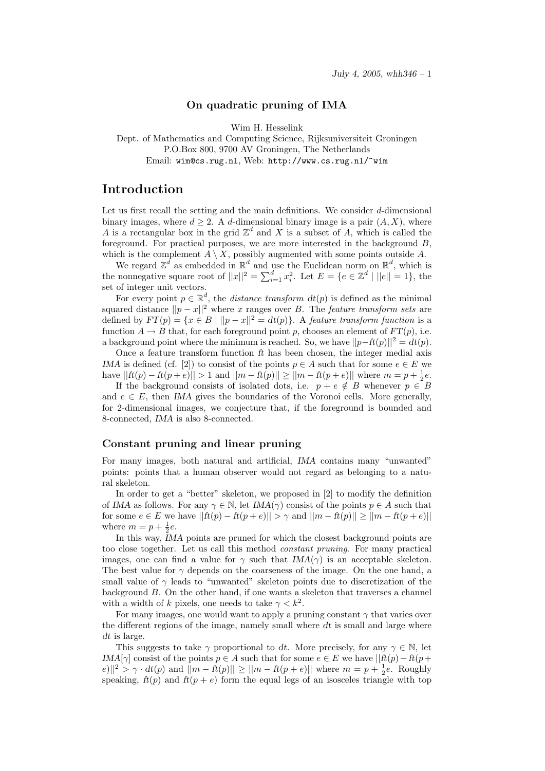# On quadratic pruning of IMA

Wim H. Hesselink

Dept. of Mathematics and Computing Science, Rijksuniversiteit Groningen
P.O.Box 800, 9700 AV Groningen, The Netherlands
Email: wim@cs.rug.nl, Web: http://www.cs.rug.nl/~wim

# Introduction

Let us first recall the setting and the main definitions. We consider $d$-dimensional binary images, where $d \geq 2$. A $d$-dimensional binary image is a pair $(A, X)$, where $A$ is a rectangular box in the grid $\mathbb{Z}^d$ and $X$ is a subset of $A$, which is called the foreground. For practical purposes, we are more interested in the background $B$, which is the complement $A \setminus X$, possibly augmented with some points outside $A$.

We regard $\mathbb{Z}^d$ as embedded in $\mathbb{R}^d$ and use the Euclidean norm on $\mathbb{R}^d$, which is the nonnegative square root of $||x||^2 = \sum_{i=1}^{d} x_i^2$. Let $E = \{e \in \mathbb{Z}^d \mid ||e|| = 1\}$, the set of integer unit vectors.

For every point $p \in \mathbb{R}^d$, the *distance transform* $dt(p)$ is defined as the minimal squared distance $||p - x||^2$ where $x$ ranges over $B$. The *feature transform sets* are defined by $FT(p) = \{x \in B \mid ||p - x||^2 = dt(p)\}$. A *feature transform function* is a function $A \to B$ that, for each foreground point $p$, chooses an element of $FT(p)$, i.e. a background point where the minimum is reached. So, we have $||p - ft(p)||^2 = dt(p)$.

Once a feature transform function $ft$ has been chosen, the integer medial axis *IMA* is defined (cf. [2]) to consist of the points $p \in A$ such that for some $e \in E$ we have $||ft(p) - ft(p + e)|| > 1$ and $||m - ft(p)|| \geq ||m - ft(p + e)||$ where $m = p + \frac{1}{2}e$.

If the background consists of isolated dots, i.e. $p + e \notin B$ whenever $p \in B$ and $e \in E$, then *IMA* gives the boundaries of the Voronoi cells. More generally, for 2-dimensional images, we conjecture that, if the foreground is bounded and 8-connected, *IMA* is also 8-connected.

## Constant pruning and linear pruning

For many images, both natural and artificial, *IMA* contains many "unwanted" points: points that a human observer would not regard as belonging to a natural skeleton.

In order to get a "better" skeleton, we proposed in [2] to modify the definition of *IMA* as follows. For any $\gamma \in \mathbb{N}$, let $IMA(\gamma)$ consist of the points $p \in A$ such that for some $e \in E$ we have $||ft(p) - ft(p + e)|| > \gamma$ and $||m - ft(p)|| \geq ||m - ft(p + e)||$ where $m = p + \frac{1}{2}e$.

In this way, *IMA* points are pruned for which the closest background points are too close together. Let us call this method *constant pruning*. For many practical images, one can find a value for $\gamma$ such that $IMA(\gamma)$ is an acceptable skeleton. The best value for $\gamma$ depends on the coarseness of the image. On the one hand, a small value of $\gamma$ leads to "unwanted" skeleton points due to discretization of the background $B$. On the other hand, if one wants a skeleton that traverses a channel with a width of $k$ pixels, one needs to take $\gamma < k^2$.

For many images, one would want to apply a pruning constant $\gamma$ that varies over the different regions of the image, namely small where $dt$ is small and large where $dt$ is large.

This suggests to take $\gamma$ proportional to $dt$. More precisely, for any $\gamma \in \mathbb{N}$, let $IMA[\gamma]$ consist of the points $p \in A$ such that for some $e \in E$ we have $||ft(p) - ft(p + e)||^2 > \gamma \cdot dt(p)$ and $||m - ft(p)|| \geq ||m - ft(p + e)||$ where $m = p + \frac{1}{2}e$. Roughly speaking, $ft(p)$ and $ft(p + e)$ form the equal legs of an isosceles triangle with top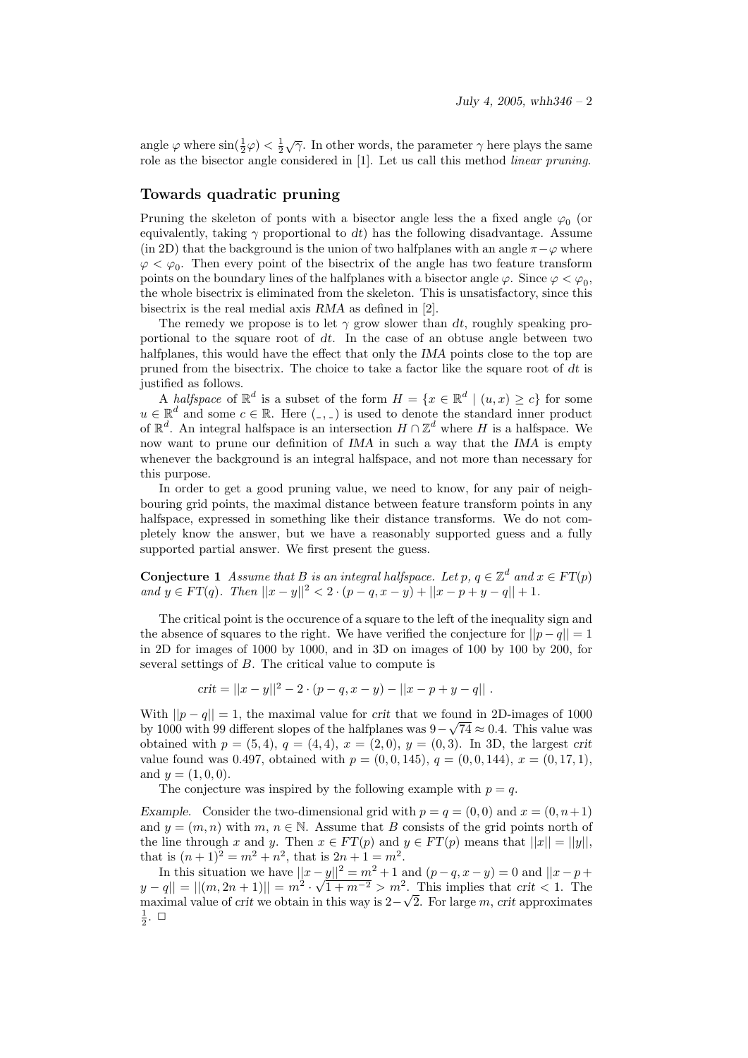angle $\varphi$ where $\sin(\frac{1}{2}\varphi) < \frac{1}{2}\sqrt{\gamma}$. In other words, the parameter $\gamma$ here plays the same role as the bisector angle considered in [1]. Let us call this method *linear pruning*.

## Towards quadratic pruning

Pruning the skeleton of ponts with a bisector angle less the a fixed angle $\varphi_0$ (or equivalently, taking $\gamma$ proportional to $dt$) has the following disadvantage. Assume (in 2D) that the background is the union of two halfplanes with an angle $\pi - \varphi$ where $\varphi < \varphi_0$. Then every point of the bisectrix of the angle has two feature transform points on the boundary lines of the halfplanes with a bisector angle $\varphi$. Since $\varphi < \varphi_0$, the whole bisectrix is eliminated from the skeleton. This is unsatisfactory, since this bisectrix is the real medial axis *RMA* as defined in [2].

The remedy we propose is to let $\gamma$ grow slower than $dt$, roughly speaking proportional to the square root of $dt$. In the case of an obtuse angle between two halfplanes, this would have the effect that only the *IMA* points close to the top are pruned from the bisectrix. The choice to take a factor like the square root of $dt$ is justified as follows.

A *halfspace* of $\mathbb{R}^d$ is a subset of the form $H = \{x \in \mathbb{R}^d \mid (u, x) \geq c\}$ for some $u \in \mathbb{R}^d$ and some $c \in \mathbb{R}$. Here $(\_, \_)$ is used to denote the standard inner product of $\mathbb{R}^d$. An integral halfspace is an intersection $H \cap \mathbb{Z}^d$ where $H$ is a halfspace. We now want to prune our definition of *IMA* in such a way that the *IMA* is empty whenever the background is an integral halfspace, and not more than necessary for this purpose.

In order to get a good pruning value, we need to know, for any pair of neighbouring grid points, the maximal distance between feature transform points in any halfspace, expressed in something like their distance transforms. We do not completely know the answer, but we have a reasonably supported guess and a fully supported partial answer. We first present the guess.

**Conjecture 1** *Assume that $B$ is an integral halfspace. Let $p$, $q \in \mathbb{Z}^d$ and $x \in FT(p)$ and $y \in FT(q)$. Then $||x - y||^2 < 2 \cdot (p - q, x - y) + ||x - p + y - q|| + 1$.*

The critical point is the occurence of a square to the left of the inequality sign and the absence of squares to the right. We have verified the conjecture for $||p - q|| = 1$ in 2D for images of 1000 by 1000, and in 3D on images of 100 by 100 by 200, for several settings of $B$. The critical value to compute is

$$crit = ||x - y||^2 - 2 \cdot (p - q, x - y) - ||x - p + y - q|| \ .$$

With $||p - q|| = 1$, the maximal value for *crit* that we found in 2D-images of 1000 by 1000 with 99 different slopes of the halfplanes was $9 - \sqrt{74} \approx 0.4$. This value was obtained with $p = (5, 4)$, $q = (4, 4)$, $x = (2, 0)$, $y = (0, 3)$. In 3D, the largest *crit* value found was 0.497, obtained with $p = (0, 0, 145)$, $q = (0, 0, 144)$, $x = (0, 17, 1)$, and $y = (1, 0, 0)$.

The conjecture was inspired by the following example with $p = q$.

*Example.* Consider the two-dimensional grid with $p = q = (0, 0)$ and $x = (0, n+1)$ and $y = (m, n)$ with $m$, $n \in \mathbb{N}$. Assume that $B$ consists of the grid points north of the line through $x$ and $y$. Then $x \in FT(p)$ and $y \in FT(p)$ means that $||x|| = ||y||$, that is $(n + 1)^2 = m^2 + n^2$, that is $2n + 1 = m^2$.

In this situation we have $||x - y||^2 = m^2 + 1$ and $(p - q, x - y) = 0$ and $||x - p + y - q|| = ||(m, 2n + 1)|| = m^2 \cdot \sqrt{1 + m^{-2}} > m^2$. This implies that $crit < 1$. The maximal value of *crit* we obtain in this way is $2 - \sqrt{2}$. For large $m$, *crit* approximates $\frac{1}{2}$. □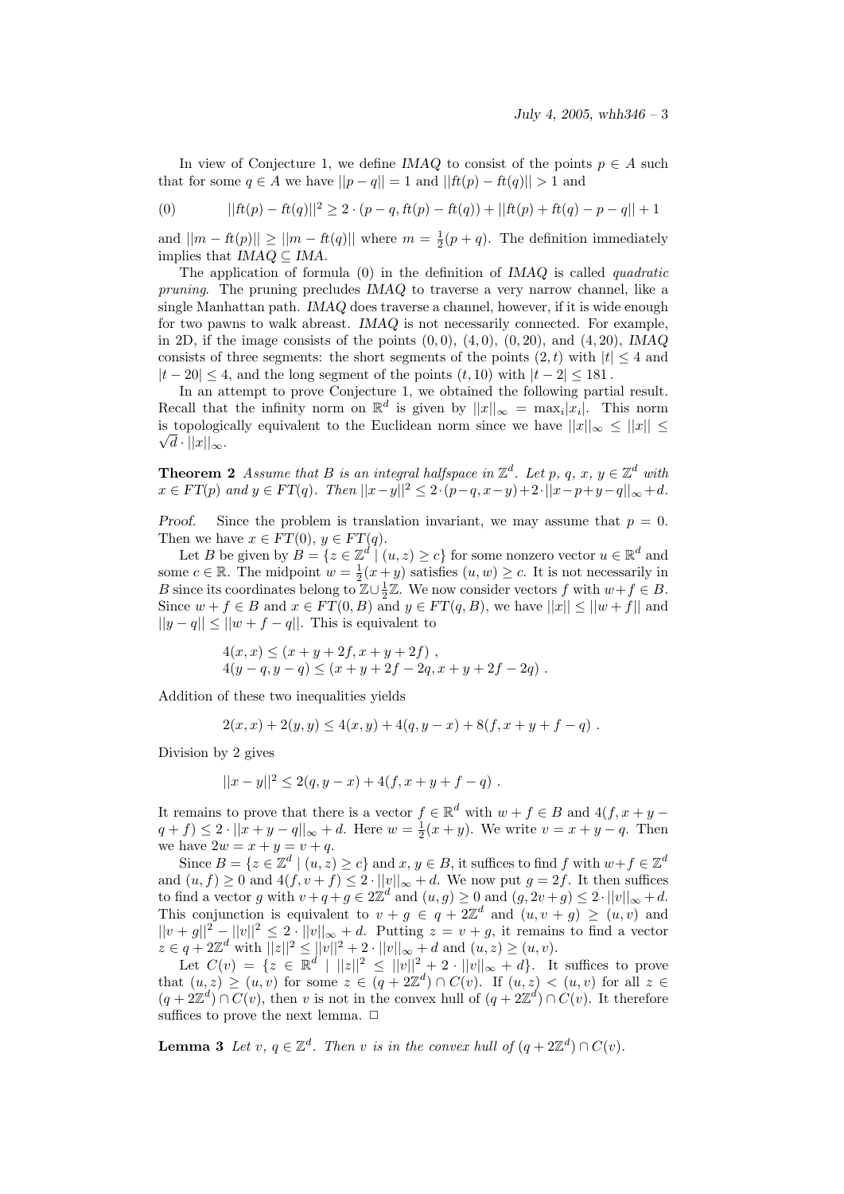In view of Conjecture 1, we define *IMAQ* to consist of the points $p \in A$ such that for some $q \in A$ we have $||p - q|| = 1$ and $||ft(p) - ft(q)|| > 1$ and

$$(0) \qquad ||ft(p) - ft(q)||^2 \geq 2 \cdot (p - q, ft(p) - ft(q)) + ||ft(p) + ft(q) - p - q|| + 1$$

and $||m - ft(p)|| \geq ||m - ft(q)||$ where $m = \frac{1}{2}(p + q)$. The definition immediately implies that $IMAQ \subseteq IMA$.

The application of formula (0) in the definition of *IMAQ* is called *quadratic pruning*. The pruning precludes *IMAQ* to traverse a very narrow channel, like a single Manhattan path. *IMAQ* does traverse a channel, however, if it is wide enough for two pawns to walk abreast. *IMAQ* is not necessarily connected. For example, in 2D, if the image consists of the points $(0, 0)$, $(4, 0)$, $(0, 20)$, and $(4, 20)$, *IMAQ* consists of three segments: the short segments of the points $(2, t)$ with $|t| \leq 4$ and $|t - 20| \leq 4$, and the long segment of the points $(t, 10)$ with $|t - 2| \leq 181$.

In an attempt to prove Conjecture 1, we obtained the following partial result. Recall that the infinity norm on $\mathbb{R}^d$ is given by $||x||_\infty = \max_i |x_i|$. This norm is topologically equivalent to the Euclidean norm since we have $||x||_\infty \leq ||x|| \leq \sqrt{d} \cdot ||x||_\infty$.

**Theorem 2** *Assume that $B$ is an integral halfspace in $\mathbb{Z}^d$. Let $p$, $q$, $x$, $y \in \mathbb{Z}^d$ with $x \in FT(p)$ and $y \in FT(q)$. Then $||x-y||^2 \leq 2\cdot(p-q, x-y)+2\cdot||x-p+y-q||_\infty+d$.*

*Proof.* Since the problem is translation invariant, we may assume that $p = 0$. Then we have $x \in FT(0)$, $y \in FT(q)$.

Let $B$ be given by $B = \{z \in \mathbb{Z}^d \mid (u, z) \geq c\}$ for some nonzero vector $u \in \mathbb{R}^d$ and some $c \in \mathbb{R}$. The midpoint $w = \frac{1}{2}(x + y)$ satisfies $(u, w) \geq c$. It is not necessarily in $B$ since its coordinates belong to $\mathbb{Z} \cup \frac{1}{2}\mathbb{Z}$. We now consider vectors $f$ with $w + f \in B$. Since $w + f \in B$ and $x \in FT(0, B)$ and $y \in FT(q, B)$, we have $||x|| \leq ||w + f||$ and $||y - q|| \leq ||w + f - q||$. This is equivalent to

$$\begin{aligned}
&4(x, x) \leq (x + y + 2f, x + y + 2f)\ , \\
&4(y - q, y - q) \leq (x + y + 2f - 2q, x + y + 2f - 2q)\ .
\end{aligned}$$

Addition of these two inequalities yields

$$2(x, x) + 2(y, y) \leq 4(x, y) + 4(q, y - x) + 8(f, x + y + f - q)\ .$$

Division by 2 gives

$$||x - y||^2 \leq 2(q, y - x) + 4(f, x + y + f - q)\ .$$

It remains to prove that there is a vector $f \in \mathbb{R}^d$ with $w + f \in B$ and $4(f, x + y - q + f) \leq 2 \cdot ||x + y - q||_\infty + d$. Here $w = \frac{1}{2}(x + y)$. We write $v = x + y - q$. Then we have $2w = x + y = v + q$.

Since $B = \{z \in \mathbb{Z}^d \mid (u, z) \geq c\}$ and $x, y \in B$, it suffices to find $f$ with $w+f \in \mathbb{Z}^d$ and $(u, f) \geq 0$ and $4(f, v + f) \leq 2 \cdot ||v||_\infty + d$. We now put $g = 2f$. It then suffices to find a vector $g$ with $v + q + g \in 2\mathbb{Z}^d$ and $(u, g) \geq 0$ and $(g, 2v + g) \leq 2 \cdot ||v||_\infty + d$. This conjunction is equivalent to $v + g \in q + 2\mathbb{Z}^d$ and $(u, v + g) \geq (u, v)$ and $||v + g||^2 - ||v||^2 \leq 2 \cdot ||v||_\infty + d$. Putting $z = v + g$, it remains to find a vector $z \in q + 2\mathbb{Z}^d$ with $||z||^2 \leq ||v||^2 + 2 \cdot ||v||_\infty + d$ and $(u, z) \geq (u, v)$.

Let $C(v) = \{z \in \mathbb{R}^d \mid ||z||^2 \leq ||v||^2 + 2 \cdot ||v||_\infty + d\}$. It suffices to prove that $(u, z) \geq (u, v)$ for some $z \in (q + 2\mathbb{Z}^d) \cap C(v)$. If $(u, z) < (u, v)$ for all $z \in (q + 2\mathbb{Z}^d) \cap C(v)$, then $v$ is not in the convex hull of $(q + 2\mathbb{Z}^d) \cap C(v)$. It therefore suffices to prove the next lemma. $\square$

**Lemma 3** *Let $v$, $q \in \mathbb{Z}^d$. Then $v$ is in the convex hull of $(q + 2\mathbb{Z}^d) \cap C(v)$.*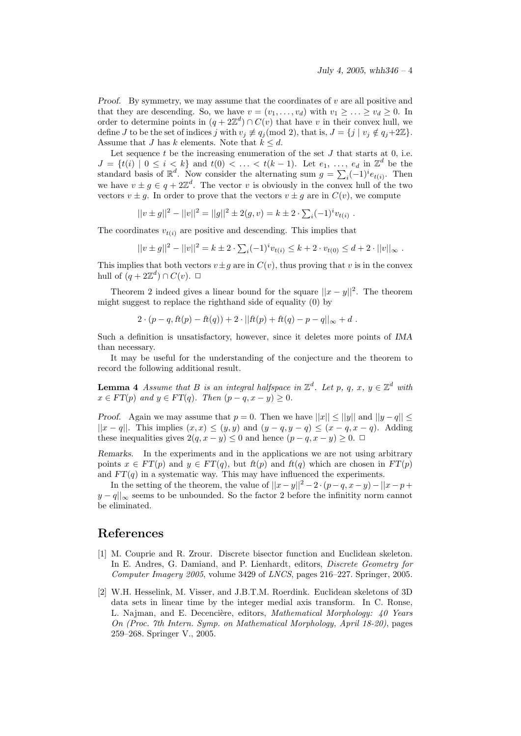*Proof.* By symmetry, we may assume that the coordinates of $v$ are all positive and that they are descending. So, we have $v = (v_1, \ldots, v_d)$ with $v_1 \geq \ldots \geq v_d \geq 0$. In order to determine points in $(q + 2\mathbb{Z}^d) \cap C(v)$ that have $v$ in their convex hull, we define $J$ to be the set of indices $j$ with $v_j \not\equiv q_j (\text{mod } 2)$, that is, $J = \{j \mid v_j \notin q_j + 2\mathbb{Z}\}$. Assume that $J$ has $k$ elements. Note that $k \leq d$.

Let sequence $t$ be the increasing enumeration of the set $J$ that starts at 0, i.e. $J = \{t(i) \mid 0 \leq i < k\}$ and $t(0) < \ldots < t(k-1)$. Let $e_1, \ldots, e_d$ in $\mathbb{Z}^d$ be the standard basis of $\mathbb{R}^d$. Now consider the alternating sum $g = \sum_i (-1)^i e_{t(i)}$. Then we have $v \pm g \in q + 2\mathbb{Z}^d$. The vector $v$ is obviously in the convex hull of the two vectors $v \pm g$. In order to prove that the vectors $v \pm g$ are in $C(v)$, we compute

$$||v \pm g||^2 - ||v||^2 = ||g||^2 \pm 2(g, v) = k \pm 2 \cdot \textstyle\sum_i (-1)^i v_{t(i)} \ .$$

The coordinates $v_{t(i)}$ are positive and descending. This implies that

$$||v \pm g||^2 - ||v||^2 = k \pm 2 \cdot \textstyle\sum_i (-1)^i v_{t(i)} \leq k + 2 \cdot v_{t(0)} \leq d + 2 \cdot ||v||_\infty \ .$$

This implies that both vectors $v \pm g$ are in $C(v)$, thus proving that $v$ is in the convex hull of $(q + 2\mathbb{Z}^d) \cap C(v)$. □

Theorem 2 indeed gives a linear bound for the square $||x - y||^2$. The theorem might suggest to replace the righthand side of equality (0) by

$$2 \cdot (p - q, ft(p) - ft(q)) + 2 \cdot ||ft(p) + ft(q) - p - q||_\infty + d \ .$$

Such a definition is unsatisfactory, however, since it deletes more points of *IMA* than necessary.

It may be useful for the understanding of the conjecture and the theorem to record the following additional result.

**Lemma 4** *Assume that $B$ is an integral halfspace in $\mathbb{Z}^d$. Let $p$, $q$, $x$, $y \in \mathbb{Z}^d$ with $x \in FT(p)$ and $y \in FT(q)$. Then $(p - q, x - y) \geq 0$.*

*Proof.* Again we may assume that $p = 0$. Then we have $||x|| \leq ||y||$ and $||y - q|| \leq ||x - q||$. This implies $(x, x) \leq (y, y)$ and $(y - q, y - q) \leq (x - q, x - q)$. Adding these inequalities gives $2(q, x - y) \leq 0$ and hence $(p - q, x - y) \geq 0$. □

*Remarks.* In the experiments and in the applications we are not using arbitrary points $x \in FT(p)$ and $y \in FT(q)$, but $ft(p)$ and $ft(q)$ which are chosen in $FT(p)$ and $FT(q)$ in a systematic way. This may have influenced the experiments.

In the setting of the theorem, the value of $||x - y||^2 - 2 \cdot (p - q, x - y) - ||x - p + y - q||_\infty$ seems to be unbounded. So the factor 2 before the infinity norm cannot be eliminated.

## References

[1] M. Couprie and R. Zrour. Discrete bisector function and Euclidean skeleton. In E. Andres, G. Damiand, and P. Lienhardt, editors, *Discrete Geometry for Computer Imagery 2005*, volume 3429 of *LNCS*, pages 216–227. Springer, 2005.

[2] W.H. Hesselink, M. Visser, and J.B.T.M. Roerdink. Euclidean skeletons of 3D data sets in linear time by the integer medial axis transform. In C. Ronse, L. Najman, and E. Decencière, editors, *Mathematical Morphology: 40 Years On (Proc. 7th Intern. Symp. on Mathematical Morphology, April 18-20)*, pages 259–268. Springer V., 2005.